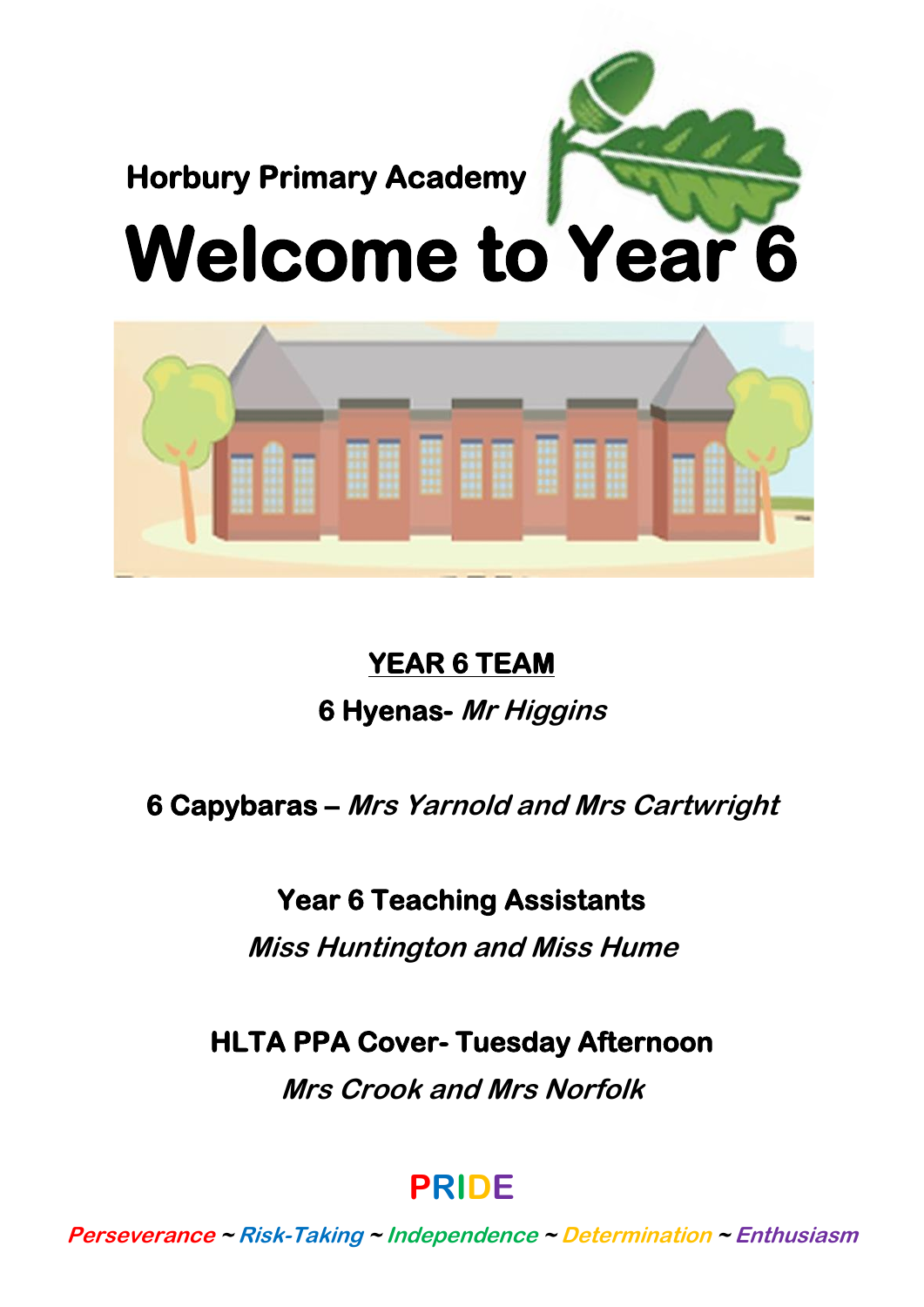**Horbury Primary Academy**

# Welcome to Year 6

**<u>YEAR 6 TEAM</u>**

**6 Hyenas-** ***Mr Higgins***

**6 Capybaras –** ***Mrs Yarnold and Mrs Cartwright***

**Year 6 Teaching Assistants**

***Miss Huntington and Miss Hume***

**HLTA PPA Cover- Tuesday Afternoon**

***Mrs Crook and Mrs Norfolk***

**PRIDE**

***Perseverance ~ Risk-Taking ~ Independence ~ Determination ~ Enthusiasm***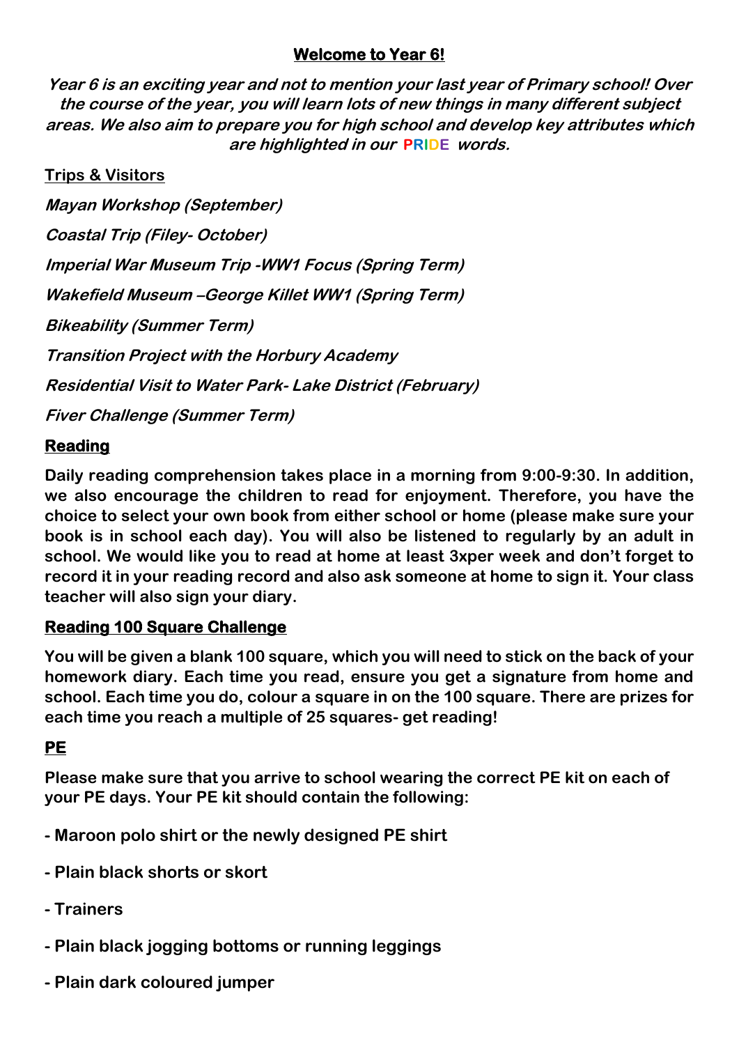## **Welcome to Year 6!**

***Year 6 is an exciting year and not to mention your last year of Primary school! Over the course of the year, you will learn lots of new things in many different subject areas. We also aim to prepare you for high school and develop key attributes which are highlighted in our PRIDE words.***

### Trips & Visitors

***Mayan Workshop (September)***

***Coastal Trip (Filey- October)***

***Imperial War Museum Trip -WW1 Focus (Spring Term)***

***Wakefield Museum –George Killet WW1 (Spring Term)***

***Bikeability (Summer Term)***

***Transition Project with the Horbury Academy***

***Residential Visit to Water Park- Lake District (February)***

***Fiver Challenge (Summer Term)***

### **Reading**

**Daily reading comprehension takes place in a morning from 9:00-9:30. In addition, we also encourage the children to read for enjoyment. Therefore, you have the choice to select your own book from either school or home (please make sure your book is in school each day). You will also be listened to regularly by an adult in school. We would like you to read at home at least 3xper week and don't forget to record it in your reading record and also ask someone at home to sign it. Your class teacher will also sign your diary.**

### **Reading 100 Square Challenge**

**You will be given a blank 100 square, which you will need to stick on the back of your homework diary. Each time you read, ensure you get a signature from home and school. Each time you do, colour a square in on the 100 square. There are prizes for each time you reach a multiple of 25 squares- get reading!**

### **PE**

**Please make sure that you arrive to school wearing the correct PE kit on each of your PE days. Your PE kit should contain the following:**

- **Maroon polo shirt or the newly designed PE shirt**
- **Plain black shorts or skort**
- **Trainers**
- **Plain black jogging bottoms or running leggings**
- **Plain dark coloured jumper**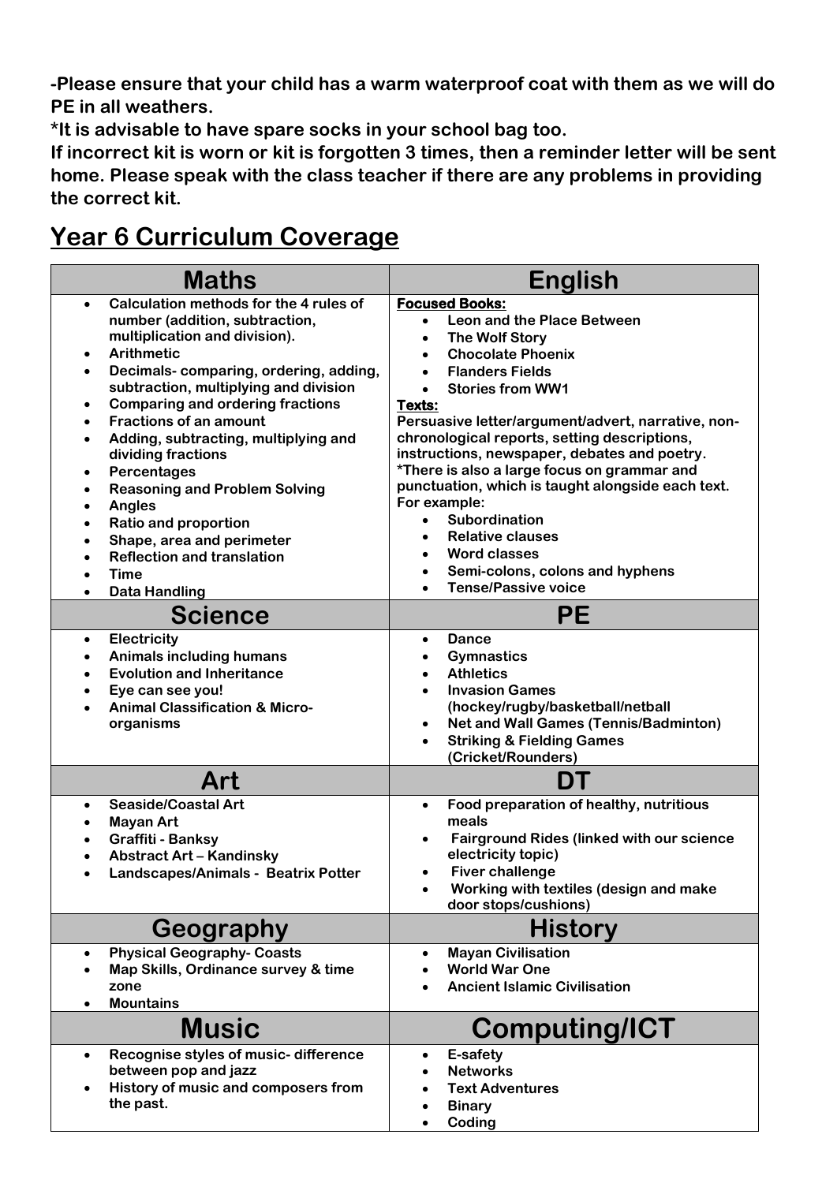**-Please ensure that your child has a warm waterproof coat with them as we will do PE in all weathers.**

**\*It is advisable to have spare socks in your school bag too.**

**If incorrect kit is worn or kit is forgotten 3 times, then a reminder letter will be sent home. Please speak with the class teacher if there are any problems in providing the correct kit.**

## Year 6 Curriculum Coverage

| Maths | English |
|---|---|
| • Calculation methods for the 4 rules of number (addition, subtraction, multiplication and division).<br>• Arithmetic<br>• Decimals- comparing, ordering, adding, subtraction, multiplying and division<br>• Comparing and ordering fractions<br>• Fractions of an amount<br>• Adding, subtracting, multiplying and dividing fractions<br>• Percentages<br>• Reasoning and Problem Solving<br>• Angles<br>• Ratio and proportion<br>• Shape, area and perimeter<br>• Reflection and translation<br>• Time<br>• Data Handling | **Focused Books:**<br>• Leon and the Place Between<br>• The Wolf Story<br>• Chocolate Phoenix<br>• Flanders Fields<br>• Stories from WW1<br>**Texts:**<br>Persuasive letter/argument/advert, narrative, non-chronological reports, setting descriptions, instructions, newspaper, debates and poetry.<br>\*There is also a large focus on grammar and punctuation, which is taught alongside each text.<br>For example:<br>• Subordination<br>• Relative clauses<br>• Word classes<br>• Semi-colons, colons and hyphens<br>• Tense/Passive voice |
| **Science** | **PE** |
| • Electricity<br>• Animals including humans<br>• Evolution and Inheritance<br>• Eye can see you!<br>• Animal Classification & Micro-organisms | • Dance<br>• Gymnastics<br>• Athletics<br>• Invasion Games (hockey/rugby/basketball/netball<br>• Net and Wall Games (Tennis/Badminton)<br>• Striking & Fielding Games (Cricket/Rounders) |
| **Art** | **DT** |
| • Seaside/Coastal Art<br>• Mayan Art<br>• Graffiti - Banksy<br>• Abstract Art – Kandinsky<br>• Landscapes/Animals - Beatrix Potter | • Food preparation of healthy, nutritious meals<br>• Fairground Rides (linked with our science electricity topic)<br>• Fiver challenge<br>• Working with textiles (design and make door stops/cushions) |
| **Geography** | **History** |
| • Physical Geography- Coasts<br>• Map Skills, Ordinance survey & time zone<br>• Mountains | • Mayan Civilisation<br>• World War One<br>• Ancient Islamic Civilisation |
| **Music** | **Computing/ICT** |
| • Recognise styles of music- difference between pop and jazz<br>• History of music and composers from the past. | • E-safety<br>• Networks<br>• Text Adventures<br>• Binary<br>• Coding |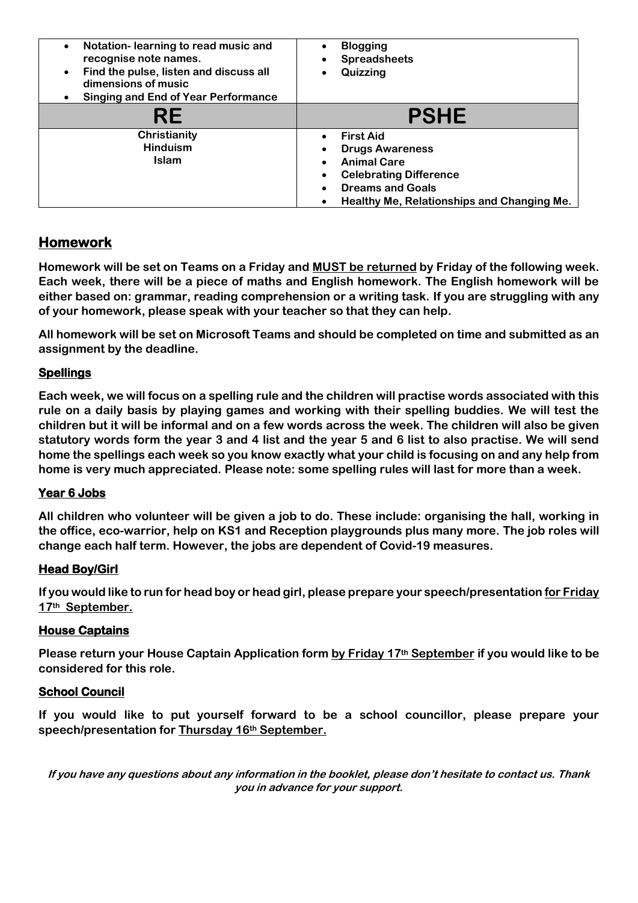| | |
|---|---|
| • Notation- learning to read music and recognise note names.<br>• Find the pulse, listen and discuss all dimensions of music<br>• Singing and End of Year Performance | • Blogging<br>• Spreadsheets<br>• Quizzing |
| **RE** | **PSHE** |
| Christianity<br>Hinduism<br>Islam | • First Aid<br>• Drugs Awareness<br>• Animal Care<br>• Celebrating Difference<br>• Dreams and Goals<br>• Healthy Me, Relationships and Changing Me. |

## Homework

**Homework will be set on Teams on a Friday and <u>MUST be returned</u> by Friday of the following week. Each week, there will be a piece of maths and English homework. The English homework will be either based on: grammar, reading comprehension or a writing task. If you are struggling with any of your homework, please speak with your teacher so that they can help.**

**All homework will be set on Microsoft Teams and should be completed on time and submitted as an assignment by the deadline.**

### Spellings

**Each week, we will focus on a spelling rule and the children will practise words associated with this rule on a daily basis by playing games and working with their spelling buddies. We will test the children but it will be informal and on a few words across the week. The children will also be given statutory words form the year 3 and 4 list and the year 5 and 6 list to also practise. We will send home the spellings each week so you know exactly what your child is focusing on and any help from home is very much appreciated. Please note: some spelling rules will last for more than a week.**

### Year 6 Jobs

**All children who volunteer will be given a job to do. These include: organising the hall, working in the office, eco-warrior, help on KS1 and Reception playgrounds plus many more. The job roles will change each half term. However, the jobs are dependent of Covid-19 measures.**

### Head Boy/Girl

**If you would like to run for head boy or head girl, please prepare your speech/presentation <u>for Friday 17th September.</u>**

### House Captains

**Please return your House Captain Application form <u>by Friday 17th September</u> if you would like to be considered for this role.**

### School Council

**If you would like to put yourself forward to be a school councillor, please prepare your speech/presentation for <u>Thursday 16th September.</u>**

***If you have any questions about any information in the booklet, please don't hesitate to contact us. Thank you in advance for your support.***